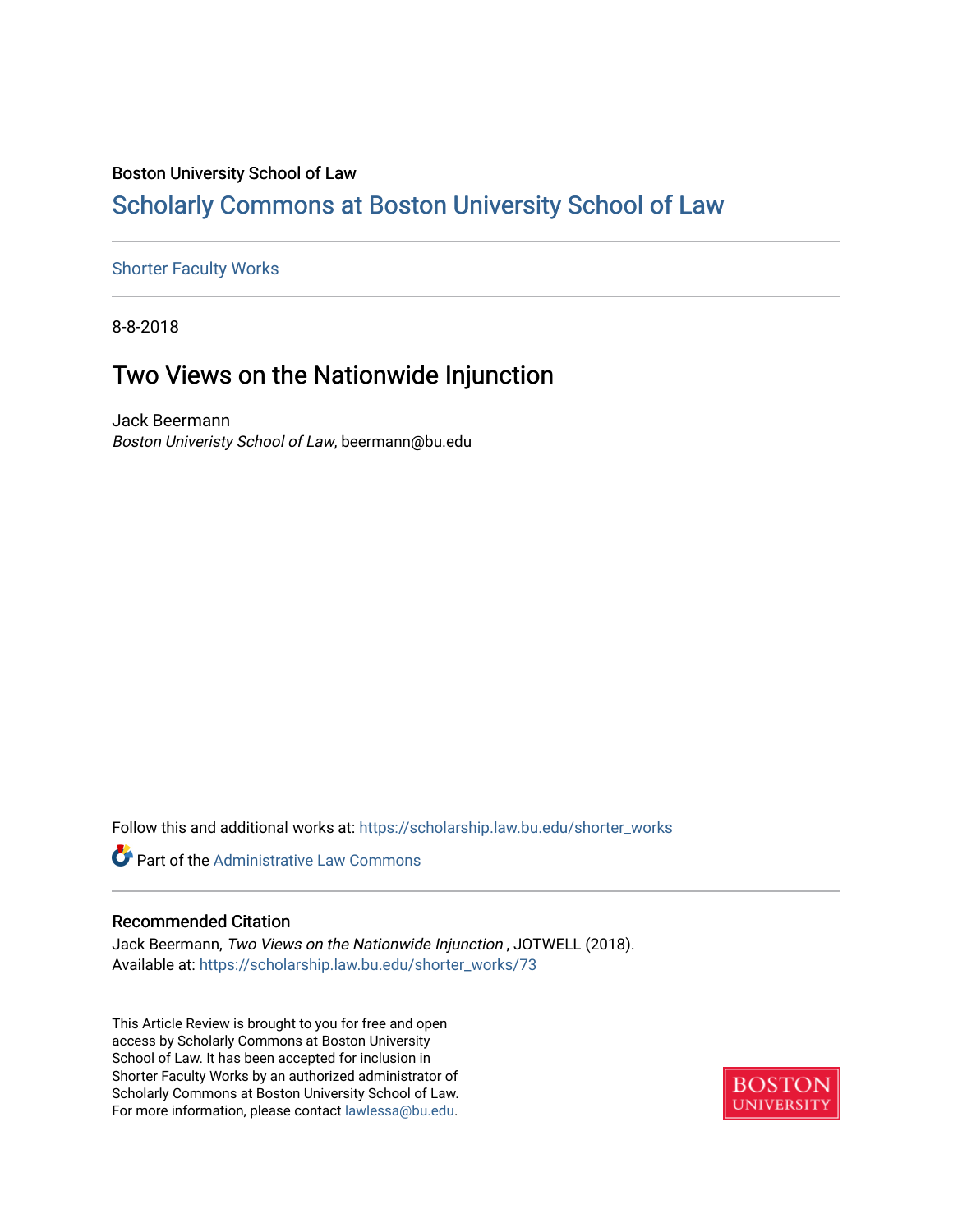Boston University School of Law

# Scholarly Commons at Boston University School of Law

Shorter Faculty Works

8-8-2018

## Two Views on the Nationwide Injunction

Jack Beermann
*Boston Univeristy School of Law*, beermann@bu.edu

Follow this and additional works at: https://scholarship.law.bu.edu/shorter_works

Part of the Administrative Law Commons

### Recommended Citation

Jack Beermann, *Two Views on the Nationwide Injunction* , JOTWELL (2018).
Available at: https://scholarship.law.bu.edu/shorter_works/73

This Article Review is brought to you for free and open access by Scholarly Commons at Boston University School of Law. It has been accepted for inclusion in Shorter Faculty Works by an authorized administrator of Scholarly Commons at Boston University School of Law. For more information, please contact lawlessa@bu.edu.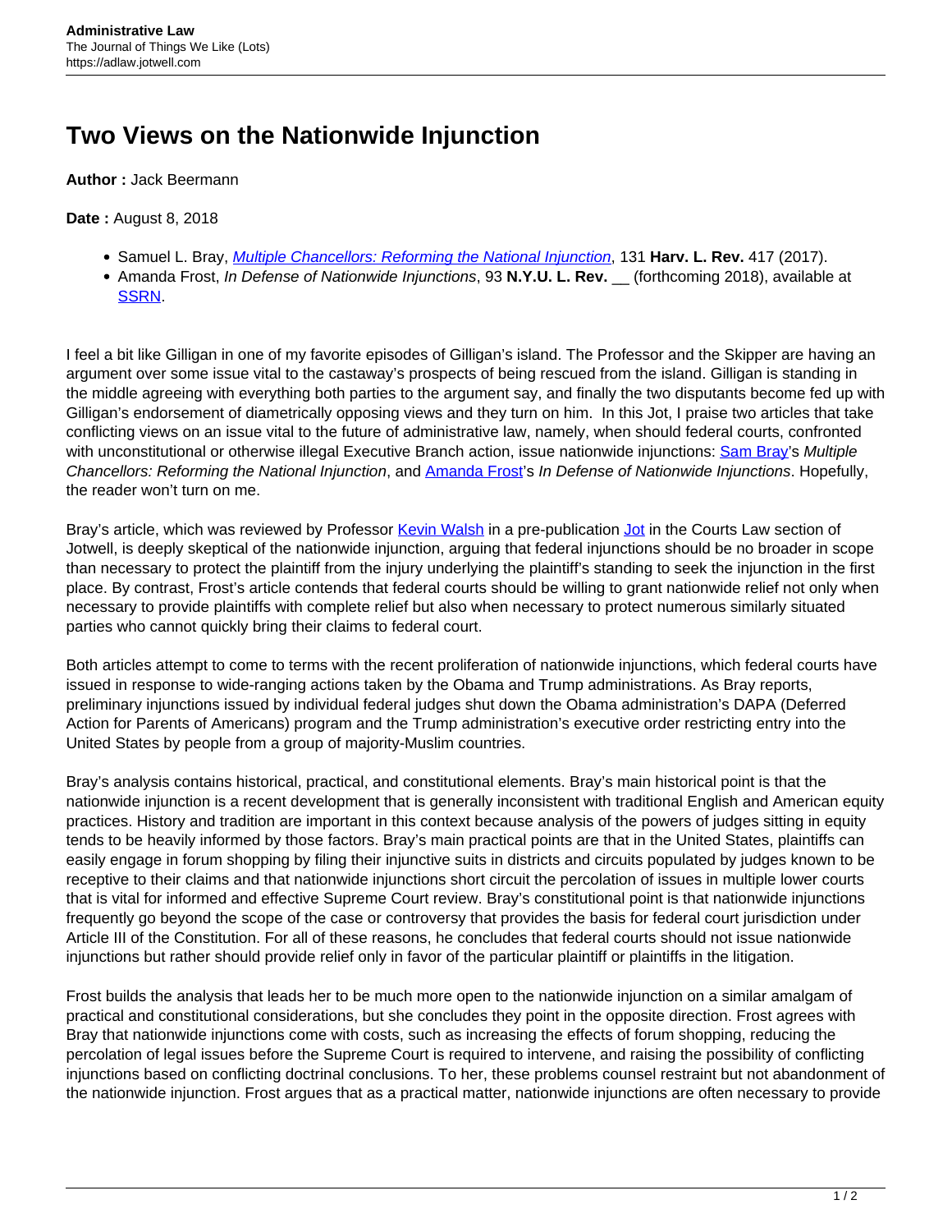**Administrative Law**
The Journal of Things We Like (Lots)
https://adlaw.jotwell.com

# Two Views on the Nationwide Injunction

**Author :** Jack Beermann

**Date :** August 8, 2018

- Samuel L. Bray, *Multiple Chancellors: Reforming the National Injunction*, 131 **Harv. L. Rev.** 417 (2017).
- Amanda Frost, *In Defense of Nationwide Injunctions*, 93 **N.Y.U. L. Rev.** __ (forthcoming 2018), available at SSRN.

I feel a bit like Gilligan in one of my favorite episodes of Gilligan's island. The Professor and the Skipper are having an argument over some issue vital to the castaway's prospects of being rescued from the island. Gilligan is standing in the middle agreeing with everything both parties to the argument say, and finally the two disputants become fed up with Gilligan's endorsement of diametrically opposing views and they turn on him. In this Jot, I praise two articles that take conflicting views on an issue vital to the future of administrative law, namely, when should federal courts, confronted with unconstitutional or otherwise illegal Executive Branch action, issue nationwide injunctions: Sam Bray's *Multiple Chancellors: Reforming the National Injunction*, and Amanda Frost's *In Defense of Nationwide Injunctions*. Hopefully, the reader won't turn on me.

Bray's article, which was reviewed by Professor Kevin Walsh in a pre-publication Jot in the Courts Law section of Jotwell, is deeply skeptical of the nationwide injunction, arguing that federal injunctions should be no broader in scope than necessary to protect the plaintiff from the injury underlying the plaintiff's standing to seek the injunction in the first place. By contrast, Frost's article contends that federal courts should be willing to grant nationwide relief not only when necessary to provide plaintiffs with complete relief but also when necessary to protect numerous similarly situated parties who cannot quickly bring their claims to federal court.

Both articles attempt to come to terms with the recent proliferation of nationwide injunctions, which federal courts have issued in response to wide-ranging actions taken by the Obama and Trump administrations. As Bray reports, preliminary injunctions issued by individual federal judges shut down the Obama administration's DAPA (Deferred Action for Parents of Americans) program and the Trump administration's executive order restricting entry into the United States by people from a group of majority-Muslim countries.

Bray's analysis contains historical, practical, and constitutional elements. Bray's main historical point is that the nationwide injunction is a recent development that is generally inconsistent with traditional English and American equity practices. History and tradition are important in this context because analysis of the powers of judges sitting in equity tends to be heavily informed by those factors. Bray's main practical points are that in the United States, plaintiffs can easily engage in forum shopping by filing their injunctive suits in districts and circuits populated by judges known to be receptive to their claims and that nationwide injunctions short circuit the percolation of issues in multiple lower courts that is vital for informed and effective Supreme Court review. Bray's constitutional point is that nationwide injunctions frequently go beyond the scope of the case or controversy that provides the basis for federal court jurisdiction under Article III of the Constitution. For all of these reasons, he concludes that federal courts should not issue nationwide injunctions but rather should provide relief only in favor of the particular plaintiff or plaintiffs in the litigation.

Frost builds the analysis that leads her to be much more open to the nationwide injunction on a similar amalgam of practical and constitutional considerations, but she concludes they point in the opposite direction. Frost agrees with Bray that nationwide injunctions come with costs, such as increasing the effects of forum shopping, reducing the percolation of legal issues before the Supreme Court is required to intervene, and raising the possibility of conflicting injunctions based on conflicting doctrinal conclusions. To her, these problems counsel restraint but not abandonment of the nationwide injunction. Frost argues that as a practical matter, nationwide injunctions are often necessary to provide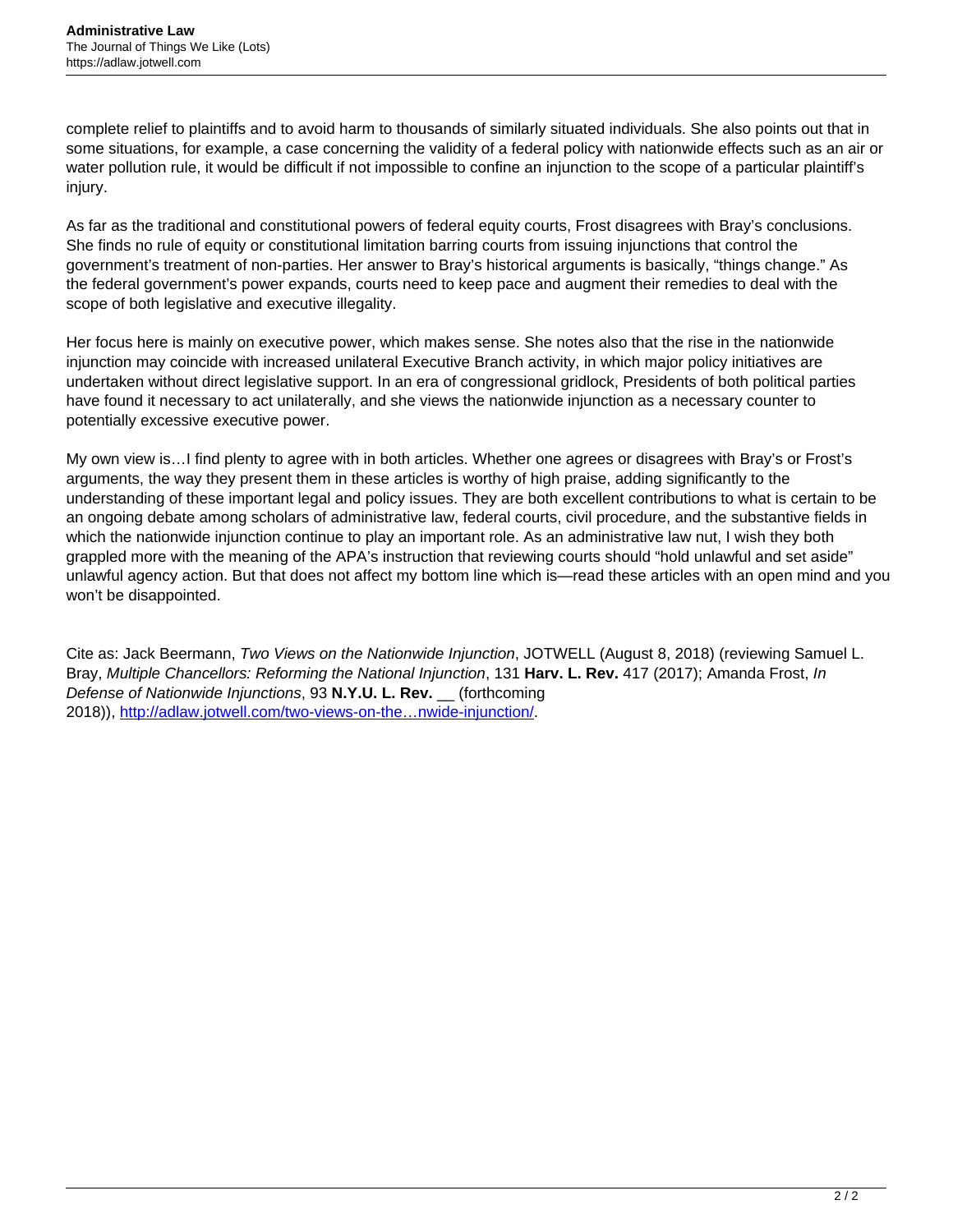complete relief to plaintiffs and to avoid harm to thousands of similarly situated individuals. She also points out that in some situations, for example, a case concerning the validity of a federal policy with nationwide effects such as an air or water pollution rule, it would be difficult if not impossible to confine an injunction to the scope of a particular plaintiff's injury.

As far as the traditional and constitutional powers of federal equity courts, Frost disagrees with Bray's conclusions. She finds no rule of equity or constitutional limitation barring courts from issuing injunctions that control the government's treatment of non-parties. Her answer to Bray's historical arguments is basically, "things change." As the federal government's power expands, courts need to keep pace and augment their remedies to deal with the scope of both legislative and executive illegality.

Her focus here is mainly on executive power, which makes sense. She notes also that the rise in the nationwide injunction may coincide with increased unilateral Executive Branch activity, in which major policy initiatives are undertaken without direct legislative support. In an era of congressional gridlock, Presidents of both political parties have found it necessary to act unilaterally, and she views the nationwide injunction as a necessary counter to potentially excessive executive power.

My own view is…I find plenty to agree with in both articles. Whether one agrees or disagrees with Bray's or Frost's arguments, the way they present them in these articles is worthy of high praise, adding significantly to the understanding of these important legal and policy issues. They are both excellent contributions to what is certain to be an ongoing debate among scholars of administrative law, federal courts, civil procedure, and the substantive fields in which the nationwide injunction continue to play an important role. As an administrative law nut, I wish they both grappled more with the meaning of the APA's instruction that reviewing courts should "hold unlawful and set aside" unlawful agency action. But that does not affect my bottom line which is—read these articles with an open mind and you won't be disappointed.

Cite as: Jack Beermann, *Two Views on the Nationwide Injunction*, JOTWELL (August 8, 2018) (reviewing Samuel L. Bray, *Multiple Chancellors: Reforming the National Injunction*, 131 **Harv. L. Rev.** 417 (2017); Amanda Frost, *In Defense of Nationwide Injunctions*, 93 **N.Y.U. L. Rev.** __ (forthcoming 2018)), [http://adlaw.jotwell.com/two-views-on-the…nwide-injunction/](http://adlaw.jotwell.com/two-views-on-the…nwide-injunction/).